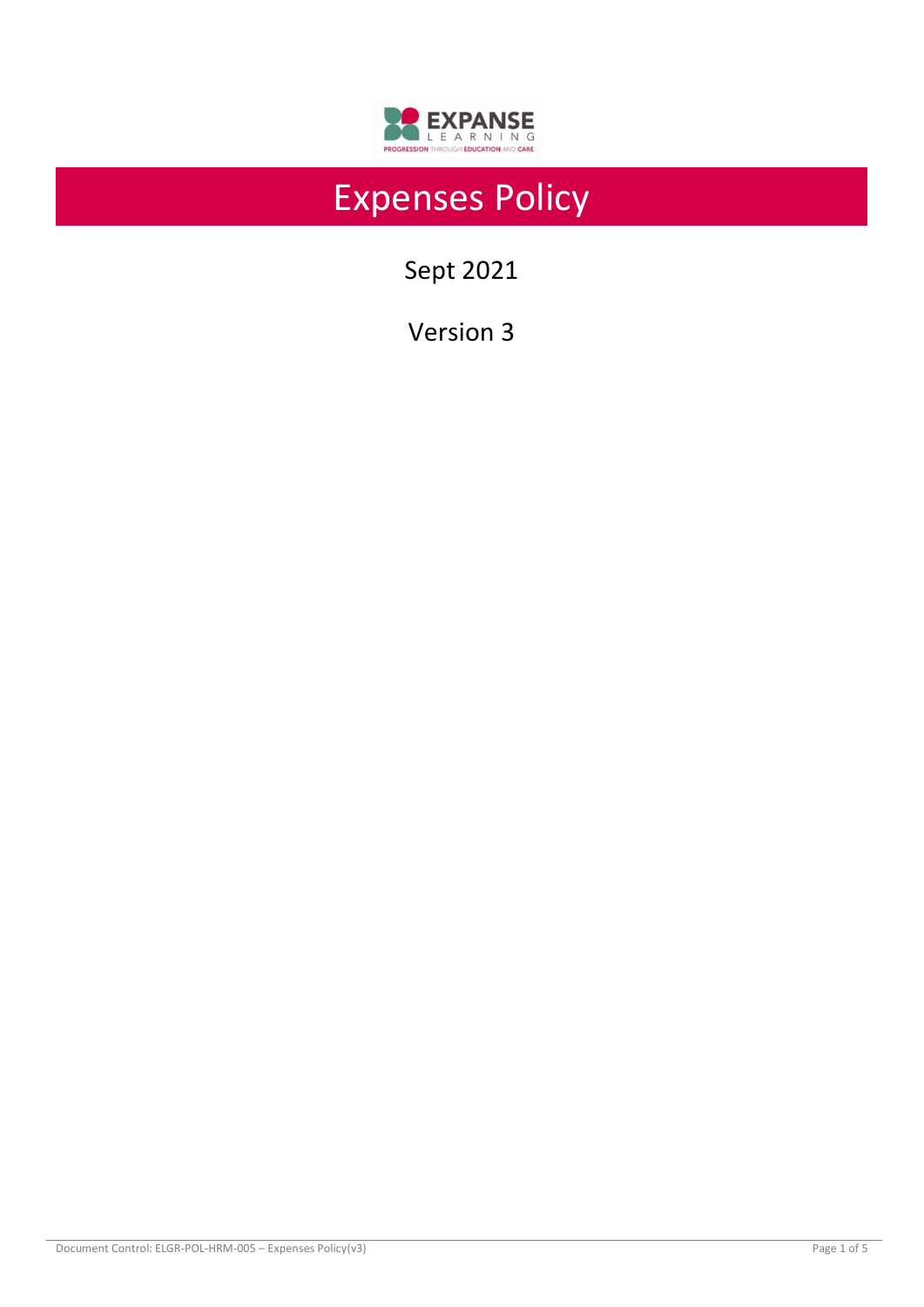# Expenses Policy

Sept 2021

Version 3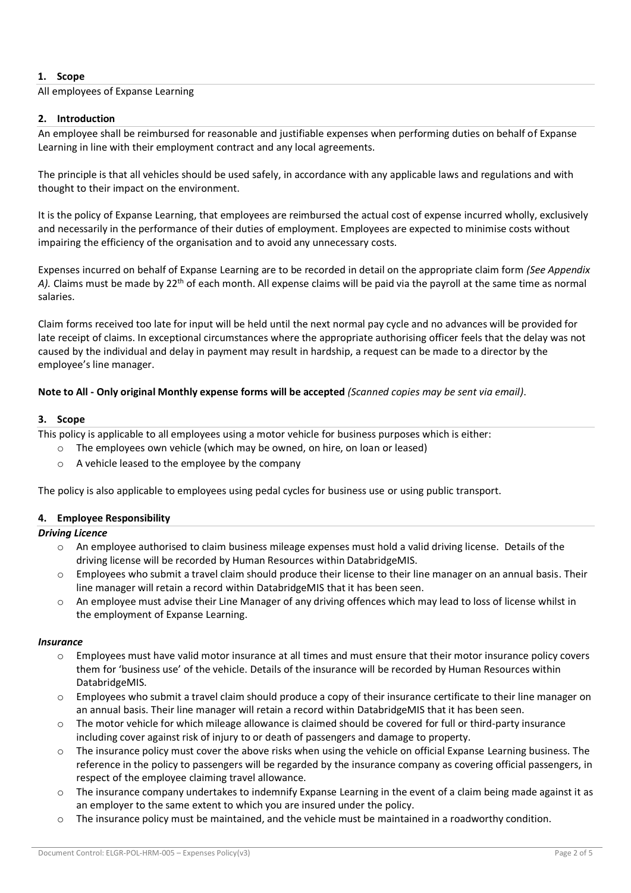## 1. Scope

All employees of Expanse Learning

## 2. Introduction

An employee shall be reimbursed for reasonable and justifiable expenses when performing duties on behalf of Expanse Learning in line with their employment contract and any local agreements.

The principle is that all vehicles should be used safely, in accordance with any applicable laws and regulations and with thought to their impact on the environment.

It is the policy of Expanse Learning, that employees are reimbursed the actual cost of expense incurred wholly, exclusively and necessarily in the performance of their duties of employment. Employees are expected to minimise costs without impairing the efficiency of the organisation and to avoid any unnecessary costs.

Expenses incurred on behalf of Expanse Learning are to be recorded in detail on the appropriate claim form *(See Appendix A).* Claims must be made by 22nd of each month. All expense claims will be paid via the payroll at the same time as normal salaries.

Claim forms received too late for input will be held until the next normal pay cycle and no advances will be provided for late receipt of claims. In exceptional circumstances where the appropriate authorising officer feels that the delay was not caused by the individual and delay in payment may result in hardship, a request can be made to a director by the employee's line manager.

**Note to All - Only original Monthly expense forms will be accepted** *(Scanned copies may be sent via email)*.

## 3. Scope

This policy is applicable to all employees using a motor vehicle for business purposes which is either:

- The employees own vehicle (which may be owned, on hire, on loan or leased)
- A vehicle leased to the employee by the company

The policy is also applicable to employees using pedal cycles for business use or using public transport.

## 4. Employee Responsibility

***Driving Licence***

- An employee authorised to claim business mileage expenses must hold a valid driving license. Details of the driving license will be recorded by Human Resources within DatabridgeMIS.
- Employees who submit a travel claim should produce their license to their line manager on an annual basis. Their line manager will retain a record within DatabridgeMIS that it has been seen.
- An employee must advise their Line Manager of any driving offences which may lead to loss of license whilst in the employment of Expanse Learning.

***Insurance***

- Employees must have valid motor insurance at all times and must ensure that their motor insurance policy covers them for 'business use' of the vehicle. Details of the insurance will be recorded by Human Resources within DatabridgeMIS.
- Employees who submit a travel claim should produce a copy of their insurance certificate to their line manager on an annual basis. Their line manager will retain a record within DatabridgeMIS that it has been seen.
- The motor vehicle for which mileage allowance is claimed should be covered for full or third-party insurance including cover against risk of injury to or death of passengers and damage to property.
- The insurance policy must cover the above risks when using the vehicle on official Expanse Learning business. The reference in the policy to passengers will be regarded by the insurance company as covering official passengers, in respect of the employee claiming travel allowance.
- The insurance company undertakes to indemnify Expanse Learning in the event of a claim being made against it as an employer to the same extent to which you are insured under the policy.
- The insurance policy must be maintained, and the vehicle must be maintained in a roadworthy condition.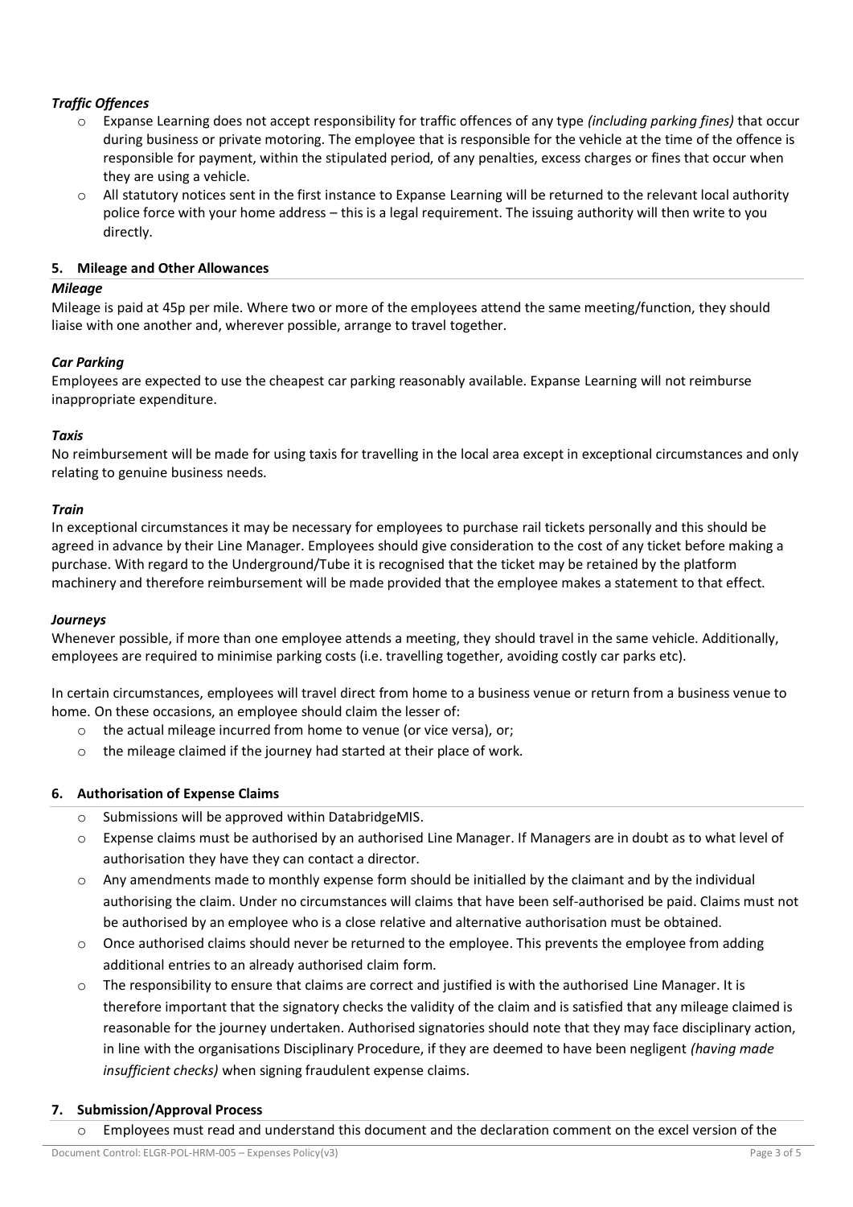### *Traffic Offences*

- Expanse Learning does not accept responsibility for traffic offences of any type *(including parking fines)* that occur during business or private motoring. The employee that is responsible for the vehicle at the time of the offence is responsible for payment, within the stipulated period, of any penalties, excess charges or fines that occur when they are using a vehicle.
- All statutory notices sent in the first instance to Expanse Learning will be returned to the relevant local authority police force with your home address – this is a legal requirement. The issuing authority will then write to you directly.

## 5. Mileage and Other Allowances

### *Mileage*

Mileage is paid at 45p per mile. Where two or more of the employees attend the same meeting/function, they should liaise with one another and, wherever possible, arrange to travel together.

### *Car Parking*

Employees are expected to use the cheapest car parking reasonably available. Expanse Learning will not reimburse inappropriate expenditure.

### *Taxis*

No reimbursement will be made for using taxis for travelling in the local area except in exceptional circumstances and only relating to genuine business needs.

### *Train*

In exceptional circumstances it may be necessary for employees to purchase rail tickets personally and this should be agreed in advance by their Line Manager. Employees should give consideration to the cost of any ticket before making a purchase. With regard to the Underground/Tube it is recognised that the ticket may be retained by the platform machinery and therefore reimbursement will be made provided that the employee makes a statement to that effect.

### *Journeys*

Whenever possible, if more than one employee attends a meeting, they should travel in the same vehicle. Additionally, employees are required to minimise parking costs (i.e. travelling together, avoiding costly car parks etc).

In certain circumstances, employees will travel direct from home to a business venue or return from a business venue to home. On these occasions, an employee should claim the lesser of:

- the actual mileage incurred from home to venue (or vice versa), or;
- the mileage claimed if the journey had started at their place of work.

## 6. Authorisation of Expense Claims

- Submissions will be approved within DatabridgeMIS.
- Expense claims must be authorised by an authorised Line Manager. If Managers are in doubt as to what level of authorisation they have they can contact a director.
- Any amendments made to monthly expense form should be initialled by the claimant and by the individual authorising the claim. Under no circumstances will claims that have been self-authorised be paid. Claims must not be authorised by an employee who is a close relative and alternative authorisation must be obtained.
- Once authorised claims should never be returned to the employee. This prevents the employee from adding additional entries to an already authorised claim form.
- The responsibility to ensure that claims are correct and justified is with the authorised Line Manager. It is therefore important that the signatory checks the validity of the claim and is satisfied that any mileage claimed is reasonable for the journey undertaken. Authorised signatories should note that they may face disciplinary action, in line with the organisations Disciplinary Procedure, if they are deemed to have been negligent *(having made insufficient checks)* when signing fraudulent expense claims.

## 7. Submission/Approval Process

- Employees must read and understand this document and the declaration comment on the excel version of the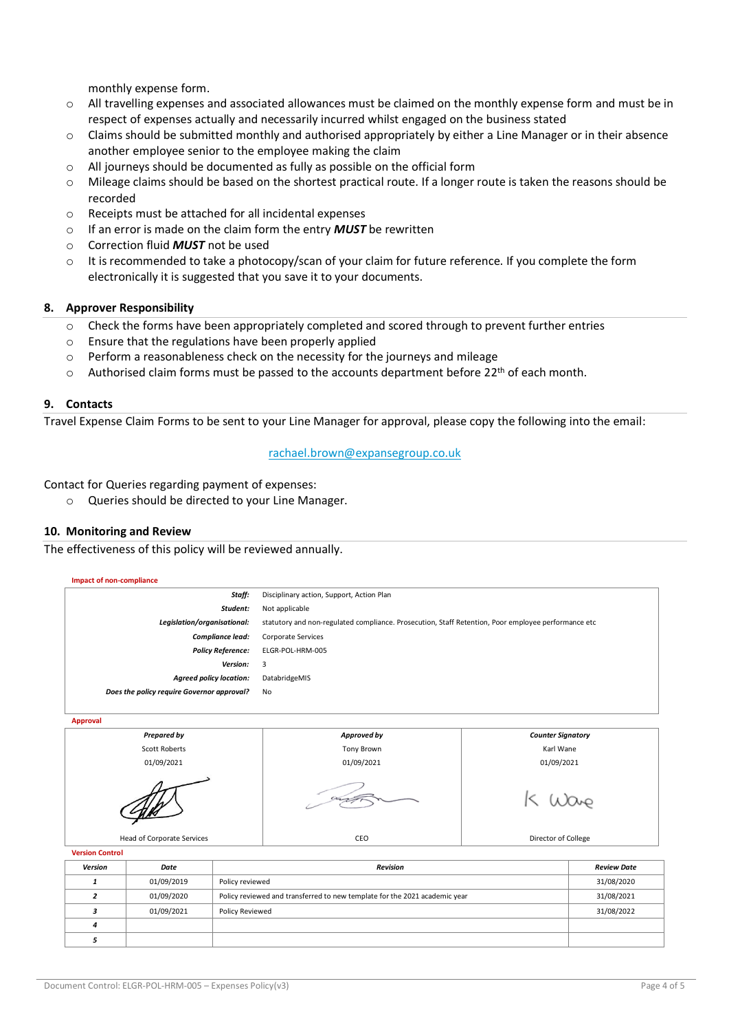monthly expense form.

- All travelling expenses and associated allowances must be claimed on the monthly expense form and must be in respect of expenses actually and necessarily incurred whilst engaged on the business stated
- Claims should be submitted monthly and authorised appropriately by either a Line Manager or in their absence another employee senior to the employee making the claim
- All journeys should be documented as fully as possible on the official form
- Mileage claims should be based on the shortest practical route. If a longer route is taken the reasons should be recorded
- Receipts must be attached for all incidental expenses
- If an error is made on the claim form the entry ***MUST*** be rewritten
- Correction fluid ***MUST*** not be used
- It is recommended to take a photocopy/scan of your claim for future reference. If you complete the form electronically it is suggested that you save it to your documents.

## 8. Approver Responsibility

- Check the forms have been appropriately completed and scored through to prevent further entries
- Ensure that the regulations have been properly applied
- Perform a reasonableness check on the necessity for the journeys and mileage
- Authorised claim forms must be passed to the accounts department before 22th of each month.

## 9. Contacts

Travel Expense Claim Forms to be sent to your Line Manager for approval, please copy the following into the email:

rachael.brown@expansegroup.co.uk

Contact for Queries regarding payment of expenses:

- Queries should be directed to your Line Manager.

## 10. Monitoring and Review

The effectiveness of this policy will be reviewed annually.

**Impact of non-compliance**

| | |
|---|---|
| ***Staff:*** | Disciplinary action, Support, Action Plan |
| ***Student:*** | Not applicable |
| ***Legislation/organisational:*** | statutory and non-regulated compliance. Prosecution, Staff Retention, Poor employee performance etc |
| ***Compliance lead:*** | Corporate Services |
| ***Policy Reference:*** | ELGR-POL-HRM-005 |
| ***Version:*** | 3 |
| ***Agreed policy location:*** | DatabridgeMIS |
| ***Does the policy require Governor approval?*** | No |

**Approval**

| ***Prepared by*** | ***Approved by*** | ***Counter Signatory*** |
|---|---|---|
| Scott Roberts | Tony Brown | Karl Wane |
| 01/09/2021 | 01/09/2021 | 01/09/2021 |
| | | K Wane |
| Head of Corporate Services | CEO | Director of College |

**Version Control**

| ***Version*** | ***Date*** | ***Revision*** | ***Review Date*** |
|---|---|---|---|
| ***1*** | 01/09/2019 | Policy reviewed | 31/08/2020 |
| ***2*** | 01/09/2020 | Policy reviewed and transferred to new template for the 2021 academic year | 31/08/2021 |
| ***3*** | 01/09/2021 | Policy Reviewed | 31/08/2022 |
| ***4*** | | | |
| ***5*** | | | |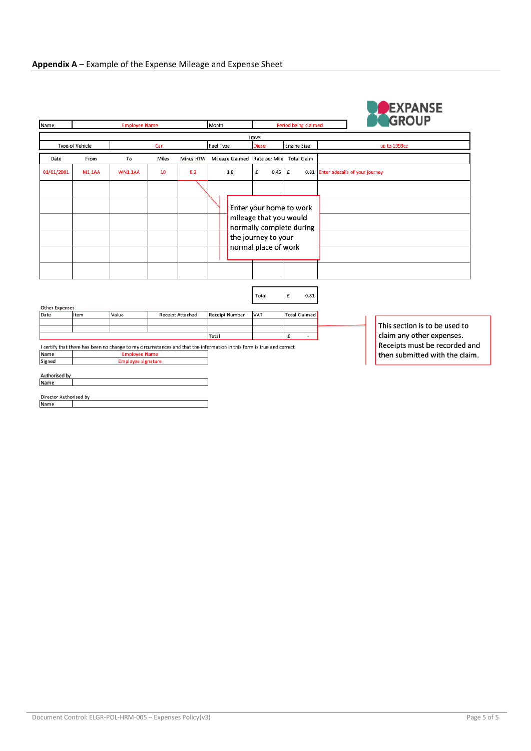**Appendix A** – Example of the Expense Mileage and Expense Sheet

EXPANSE GROUP

| Name | Employee Name | Month | Period being claimed |
|---|---|---|---|

Travel

| Type of Vehicle | Car | Fuel Type | Diesel | Engine Size | up to 1999cc |
|---|---|---|---|---|---|

| Date | From | To | Miles | Minus HTW | Mileage Claimed | Rate per Mile | Total Claim | |
|---|---|---|---|---|---|---|---|---|
| 01/01/2001 | M1 1AA | WN1 1AA | 10 | 8.2 | 1.8 | £ 0.45 | £ 0.81 | Enter adetails of your journey |
| | | | | | | | | |
| | | | | | | | | |
| | | | | | | | | |
| | | | | | | | | |
| | | | | | | | | |
| | | | | | | | | |

Enter your home to work mileage that you would normally complete during the journey to your normal place of work

| | | |
|---|---|---|
| Total | £ | 0.81 |

Other Expenses

| Date | Item | Value | Receipt Attached | Receipt Number | VAT | Total Claimed |
|---|---|---|---|---|---|---|
| | | | | | | |
| | | | | | | |
| | | | | Total | | £ - |

This section is to be used to claim any other expenses. Receipts must be recorded and then submitted with the claim.

I certify that there has been no change to my circumstances and that the information in this form is true and correct.

| | |
|---|---|
| Name | Employee Name |
| Signed | Employee signature |

Authorised by

| | |
|---|---|
| Name | |

Director Authorised by

| | |
|---|---|
| Name | |

Document Control: ELGR-POL-HRM-005 – Expenses Policy(v3)